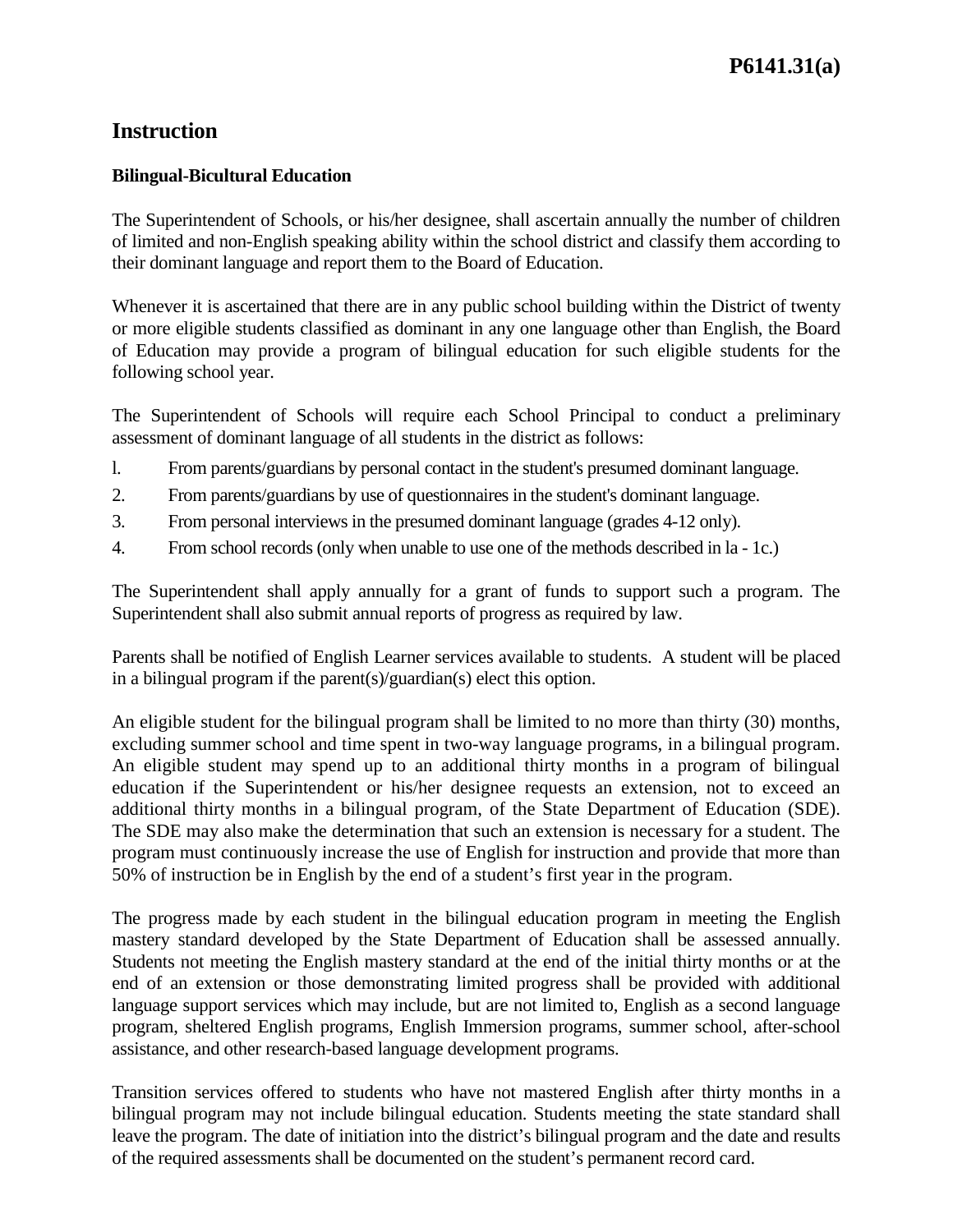P6141.31(a)

# Instruction

### Bilingual-Bicultural Education

The Superintendent of Schools, or his/her designee, shall ascertain annually the number of children of limited and non-English speaking ability within the school district and classify them according to their dominant language and report them to the Board of Education.

Whenever it is ascertained that there are in any public school building within the District of twenty or more eligible students classified as dominant in any one language other than English, the Board of Education may provide a program of bilingual education for such eligible students for the following school year.

The Superintendent of Schools will require each School Principal to conduct a preliminary assessment of dominant language of all students in the district as follows:

l. From parents/guardians by personal contact in the student's presumed dominant language.
2. From parents/guardians by use of questionnaires in the student's dominant language.
3. From personal interviews in the presumed dominant language (grades 4-12 only).
4. From school records (only when unable to use one of the methods described in la - 1c.)

The Superintendent shall apply annually for a grant of funds to support such a program. The Superintendent shall also submit annual reports of progress as required by law.

Parents shall be notified of English Learner services available to students. A student will be placed in a bilingual program if the parent(s)/guardian(s) elect this option.

An eligible student for the bilingual program shall be limited to no more than thirty (30) months, excluding summer school and time spent in two-way language programs, in a bilingual program. An eligible student may spend up to an additional thirty months in a program of bilingual education if the Superintendent or his/her designee requests an extension, not to exceed an additional thirty months in a bilingual program, of the State Department of Education (SDE). The SDE may also make the determination that such an extension is necessary for a student. The program must continuously increase the use of English for instruction and provide that more than 50% of instruction be in English by the end of a student's first year in the program.

The progress made by each student in the bilingual education program in meeting the English mastery standard developed by the State Department of Education shall be assessed annually. Students not meeting the English mastery standard at the end of the initial thirty months or at the end of an extension or those demonstrating limited progress shall be provided with additional language support services which may include, but are not limited to, English as a second language program, sheltered English programs, English Immersion programs, summer school, after-school assistance, and other research-based language development programs.

Transition services offered to students who have not mastered English after thirty months in a bilingual program may not include bilingual education. Students meeting the state standard shall leave the program. The date of initiation into the district's bilingual program and the date and results of the required assessments shall be documented on the student's permanent record card.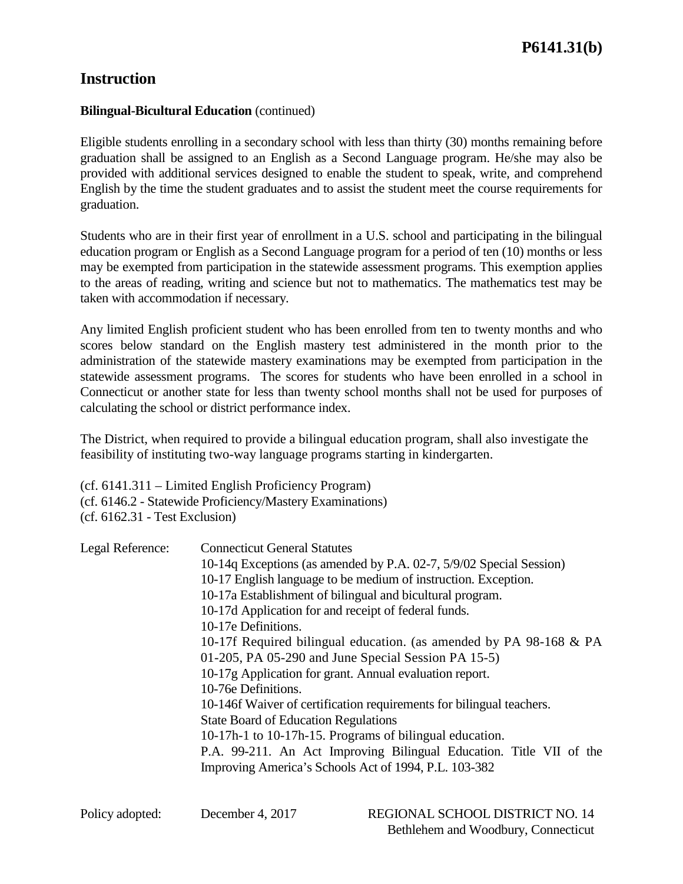## Instruction

**Bilingual-Bicultural Education** (continued)

Eligible students enrolling in a secondary school with less than thirty (30) months remaining before graduation shall be assigned to an English as a Second Language program. He/she may also be provided with additional services designed to enable the student to speak, write, and comprehend English by the time the student graduates and to assist the student meet the course requirements for graduation.

Students who are in their first year of enrollment in a U.S. school and participating in the bilingual education program or English as a Second Language program for a period of ten (10) months or less may be exempted from participation in the statewide assessment programs. This exemption applies to the areas of reading, writing and science but not to mathematics. The mathematics test may be taken with accommodation if necessary.

Any limited English proficient student who has been enrolled from ten to twenty months and who scores below standard on the English mastery test administered in the month prior to the administration of the statewide mastery examinations may be exempted from participation in the statewide assessment programs. The scores for students who have been enrolled in a school in Connecticut or another state for less than twenty school months shall not be used for purposes of calculating the school or district performance index.

The District, when required to provide a bilingual education program, shall also investigate the feasibility of instituting two-way language programs starting in kindergarten.

(cf. 6141.311 – Limited English Proficiency Program)
(cf. 6146.2 - Statewide Proficiency/Mastery Examinations)
(cf. 6162.31 - Test Exclusion)

Legal Reference: Connecticut General Statutes

10-14q Exceptions (as amended by P.A. 02-7, 5/9/02 Special Session)
10-17 English language to be medium of instruction. Exception.
10-17a Establishment of bilingual and bicultural program.
10-17d Application for and receipt of federal funds.
10-17e Definitions.
10-17f Required bilingual education. (as amended by PA 98-168 & PA 01-205, PA 05-290 and June Special Session PA 15-5)
10-17g Application for grant. Annual evaluation report.
10-76e Definitions.
10-146f Waiver of certification requirements for bilingual teachers.

State Board of Education Regulations

10-17h-1 to 10-17h-15. Programs of bilingual education.
P.A. 99-211. An Act Improving Bilingual Education. Title VII of the Improving America's Schools Act of 1994, P.L. 103-382

Policy adopted: December 4, 2017

REGIONAL SCHOOL DISTRICT NO. 14
Bethlehem and Woodbury, Connecticut